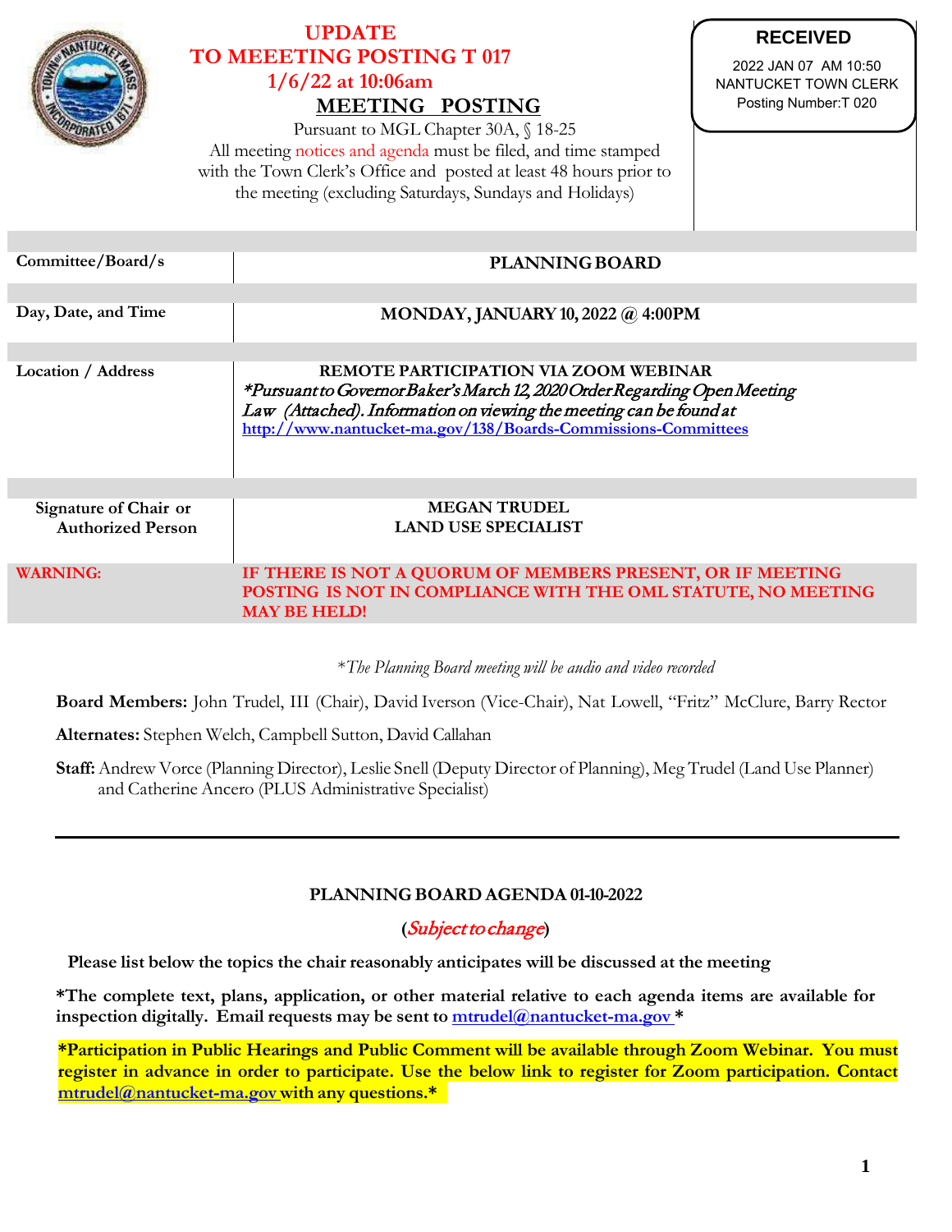# UPDATE
# TO MEEETING POSTING T 017
# 1/6/22 at 10:06am

**RECEIVED**
2022 JAN 07 AM 10:50
NANTUCKET TOWN CLERK
Posting Number:T 020

## MEETING POSTING

Pursuant to MGL Chapter 30A, § 18-25
All meeting notices and agenda must be filed, and time stamped with the Town Clerk's Office and posted at least 48 hours prior to the meeting (excluding Saturdays, Sundays and Holidays)

| | |
|---|---|
| **Committee/Board/s** | **PLANNING BOARD** |
| **Day, Date, and Time** | **MONDAY, JANUARY 10, 2022 @ 4:00PM** |
| **Location / Address** | **REMOTE PARTICIPATION VIA ZOOM WEBINAR** *\*Pursuant to Governor Baker's March 12, 2020 Order Regarding Open Meeting Law (Attached). Information on viewing the meeting can be found at* http://www.nantucket-ma.gov/138/Boards-Commissions-Committees |
| **Signature of Chair or Authorized Person** | **MEGAN TRUDEL** **LAND USE SPECIALIST** |
| **WARNING:** | **IF THERE IS NOT A QUORUM OF MEMBERS PRESENT, OR IF MEETING POSTING IS NOT IN COMPLIANCE WITH THE OML STATUTE, NO MEETING MAY BE HELD!** |

*\*The Planning Board meeting will be audio and video recorded*

**Board Members:** John Trudel, III (Chair), David Iverson (Vice-Chair), Nat Lowell, "Fritz" McClure, Barry Rector

**Alternates:** Stephen Welch, Campbell Sutton, David Callahan

**Staff:** Andrew Vorce (Planning Director), Leslie Snell (Deputy Director of Planning), Meg Trudel (Land Use Planner) and Catherine Ancero (PLUS Administrative Specialist)

---

**PLANNING BOARD AGENDA 01-10-2022**

**(*Subject to change*)**

**Please list below the topics the chair reasonably anticipates will be discussed at the meeting**

**\*The complete text, plans, application, or other material relative to each agenda items are available for inspection digitally. Email requests may be sent to mtrudel@nantucket-ma.gov \***

**\*Participation in Public Hearings and Public Comment will be available through Zoom Webinar. You must register in advance in order to participate. Use the below link to register for Zoom participation. Contact mtrudel@nantucket-ma.gov with any questions.\***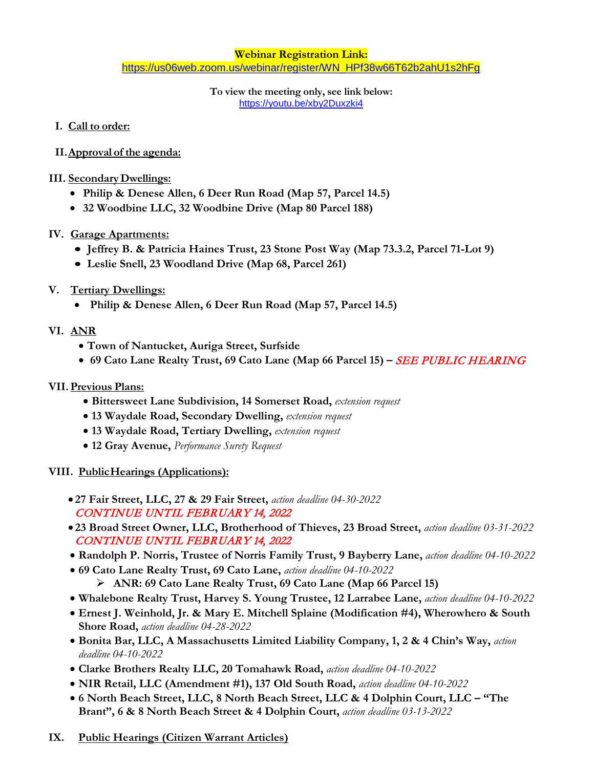**Webinar Registration Link:**
https://us06web.zoom.us/webinar/register/WN_HPf38w66T62b2ahU1s2hFg

**To view the meeting only, see link below:**
https://youtu.be/xby2Duxzki4

**I. Call to order:**

**II. Approval of the agenda:**

**III. Secondary Dwellings:**

- **Philip & Denese Allen, 6 Deer Run Road (Map 57, Parcel 14.5)**
- **32 Woodbine LLC, 32 Woodbine Drive (Map 80 Parcel 188)**

**IV. Garage Apartments:**

- **Jeffrey B. & Patricia Haines Trust, 23 Stone Post Way (Map 73.3.2, Parcel 71-Lot 9)**
- **Leslie Snell, 23 Woodland Drive (Map 68, Parcel 261)**

**V. Tertiary Dwellings:**

- **Philip & Denese Allen, 6 Deer Run Road (Map 57, Parcel 14.5)**

**VI. ANR**

- **Town of Nantucket, Auriga Street, Surfside**
- **69 Cato Lane Realty Trust, 69 Cato Lane (Map 66 Parcel 15) –** *SEE PUBLIC HEARING*

**VII. Previous Plans:**

- **Bittersweet Lane Subdivision, 14 Somerset Road,** *extension request*
- **13 Waydale Road, Secondary Dwelling,** *extension request*
- **13 Waydale Road, Tertiary Dwelling,** *extension request*
- **12 Gray Avenue,** *Performance Surety Request*

**VIII. Public Hearings (Applications):**

- **27 Fair Street, LLC, 27 & 29 Fair Street,** *action deadline 04-30-2022*
  CONTINUE UNTIL FEBRUARY 14, 2022
- **23 Broad Street Owner, LLC, Brotherhood of Thieves, 23 Broad Street,** *action deadline 03-31-2022*
  CONTINUE UNTIL FEBRUARY 14, 2022
- **Randolph P. Norris, Trustee of Norris Family Trust, 9 Bayberry Lane,** *action deadline 04-10-2022*
- **69 Cato Lane Realty Trust, 69 Cato Lane,** *action deadline 04-10-2022*
  - **ANR: 69 Cato Lane Realty Trust, 69 Cato Lane (Map 66 Parcel 15)**
- **Whalebone Realty Trust, Harvey S. Young Trustee, 12 Larrabee Lane,** *action deadline 04-10-2022*
- **Ernest J. Weinhold, Jr. & Mary E. Mitchell Splaine (Modification #4), Wherowhero & South Shore Road,** *action deadline 04-28-2022*
- **Bonita Bar, LLC, A Massachusetts Limited Liability Company, 1, 2 & 4 Chin's Way,** *action deadline 04-10-2022*
- **Clarke Brothers Realty LLC, 20 Tomahawk Road,** *action deadline 04-10-2022*
- **NIR Retail, LLC (Amendment #1), 137 Old South Road,** *action deadline 04-10-2022*
- **6 North Beach Street, LLC, 8 North Beach Street, LLC & 4 Dolphin Court, LLC – "The Brant", 6 & 8 North Beach Street & 4 Dolphin Court,** *action deadline 03-13-2022*

**IX. Public Hearings (Citizen Warrant Articles)**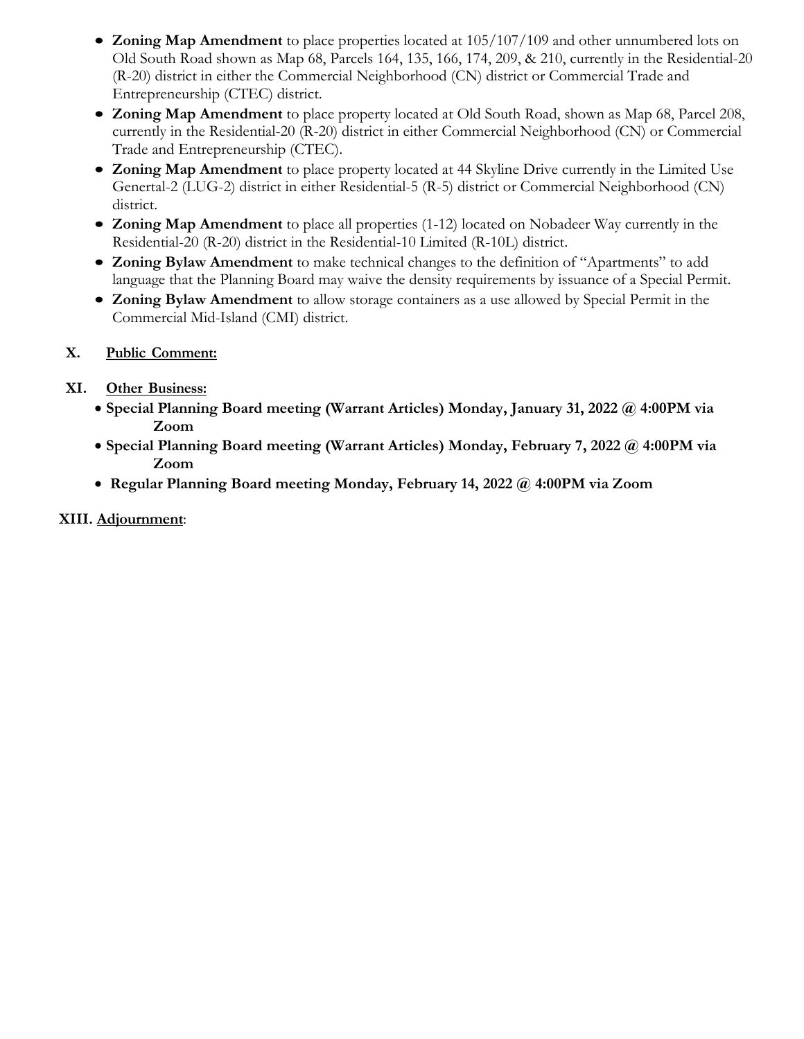- **Zoning Map Amendment** to place properties located at 105/107/109 and other unnumbered lots on Old South Road shown as Map 68, Parcels 164, 135, 166, 174, 209, & 210, currently in the Residential-20 (R-20) district in either the Commercial Neighborhood (CN) district or Commercial Trade and Entrepreneurship (CTEC) district.
- **Zoning Map Amendment** to place property located at Old South Road, shown as Map 68, Parcel 208, currently in the Residential-20 (R-20) district in either Commercial Neighborhood (CN) or Commercial Trade and Entrepreneurship (CTEC).
- **Zoning Map Amendment** to place property located at 44 Skyline Drive currently in the Limited Use Genertal-2 (LUG-2) district in either Residential-5 (R-5) district or Commercial Neighborhood (CN) district.
- **Zoning Map Amendment** to place all properties (1-12) located on Nobadeer Way currently in the Residential-20 (R-20) district in the Residential-10 Limited (R-10L) district.
- **Zoning Bylaw Amendment** to make technical changes to the definition of "Apartments" to add language that the Planning Board may waive the density requirements by issuance of a Special Permit.
- **Zoning Bylaw Amendment** to allow storage containers as a use allowed by Special Permit in the Commercial Mid-Island (CMI) district.

## X. Public Comment:

## XI. Other Business:

- **Special Planning Board meeting (Warrant Articles) Monday, January 31, 2022 @ 4:00PM via Zoom**
- **Special Planning Board meeting (Warrant Articles) Monday, February 7, 2022 @ 4:00PM via Zoom**
- **Regular Planning Board meeting Monday, February 14, 2022 @ 4:00PM via Zoom**

## XIII. Adjournment: